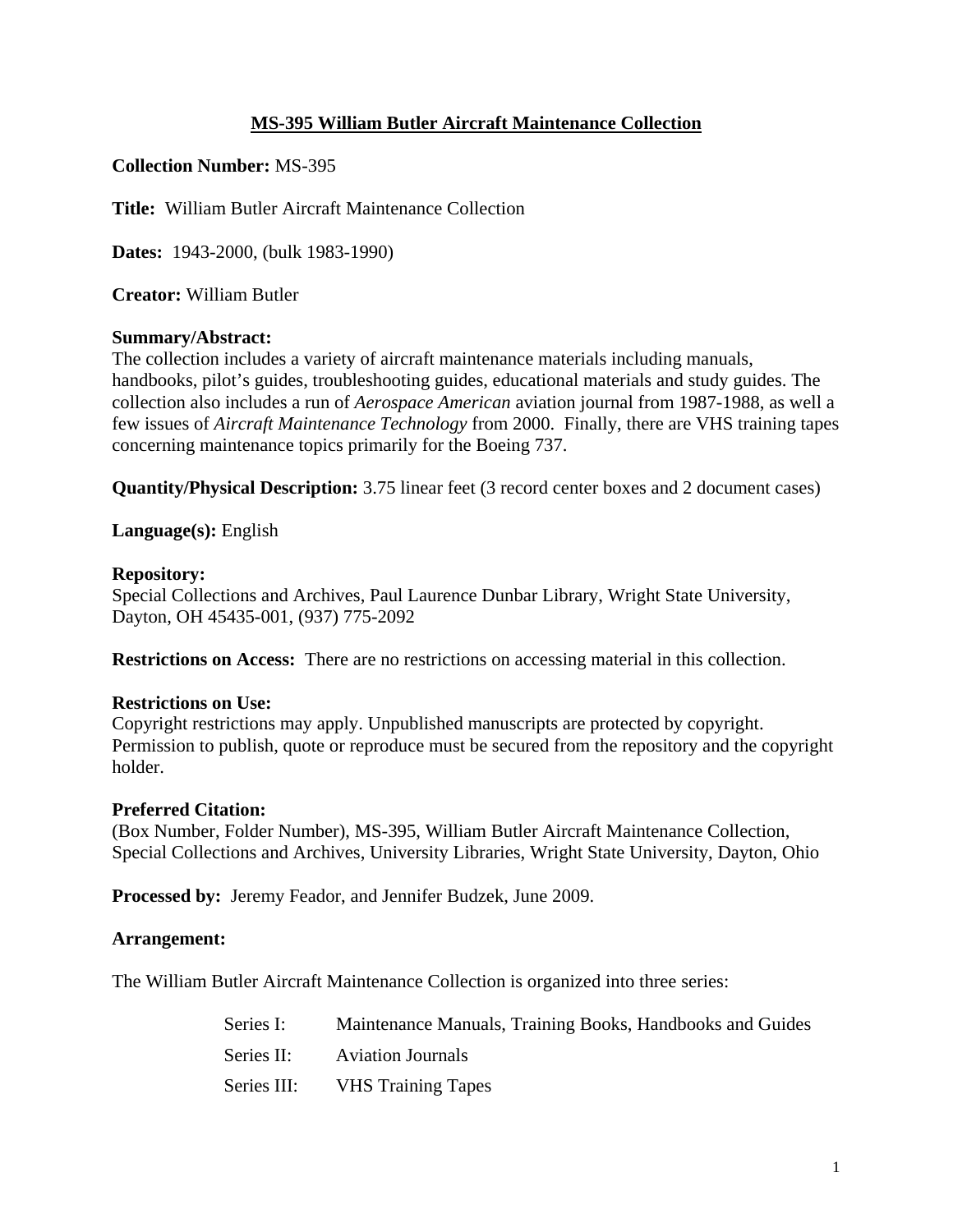# MS-395 William Butler Aircraft Maintenance Collection

**Collection Number:** MS-395

**Title:** William Butler Aircraft Maintenance Collection

**Dates:** 1943-2000, (bulk 1983-1990)

**Creator:** William Butler

**Summary/Abstract:**
The collection includes a variety of aircraft maintenance materials including manuals, handbooks, pilot's guides, troubleshooting guides, educational materials and study guides. The collection also includes a run of *Aerospace American* aviation journal from 1987-1988, as well a few issues of *Aircraft Maintenance Technology* from 2000. Finally, there are VHS training tapes concerning maintenance topics primarily for the Boeing 737.

**Quantity/Physical Description:** 3.75 linear feet (3 record center boxes and 2 document cases)

**Language(s):** English

**Repository:**
Special Collections and Archives, Paul Laurence Dunbar Library, Wright State University, Dayton, OH 45435-001, (937) 775-2092

**Restrictions on Access:** There are no restrictions on accessing material in this collection.

**Restrictions on Use:**
Copyright restrictions may apply. Unpublished manuscripts are protected by copyright. Permission to publish, quote or reproduce must be secured from the repository and the copyright holder.

**Preferred Citation:**
(Box Number, Folder Number), MS-395, William Butler Aircraft Maintenance Collection, Special Collections and Archives, University Libraries, Wright State University, Dayton, Ohio

**Processed by:** Jeremy Feador, and Jennifer Budzek, June 2009.

**Arrangement:**

The William Butler Aircraft Maintenance Collection is organized into three series:

- Series I: Maintenance Manuals, Training Books, Handbooks and Guides
- Series II: Aviation Journals
- Series III: VHS Training Tapes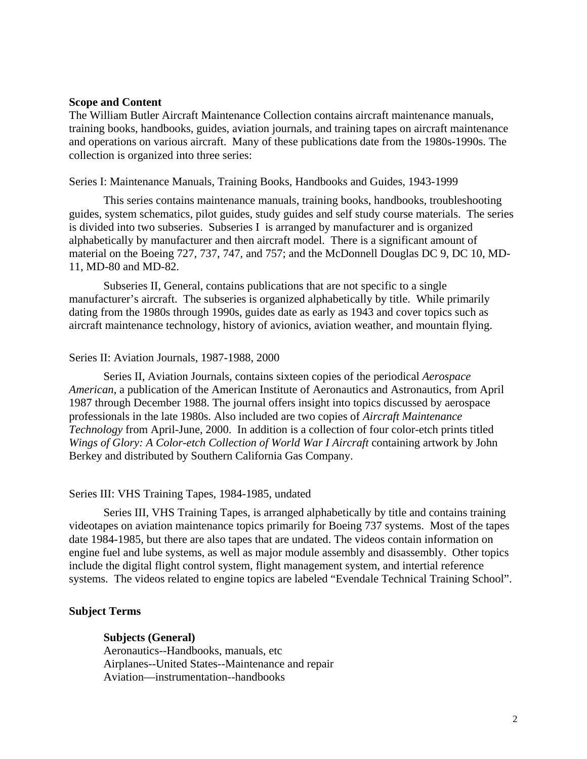**Scope and Content**

The William Butler Aircraft Maintenance Collection contains aircraft maintenance manuals, training books, handbooks, guides, aviation journals, and training tapes on aircraft maintenance and operations on various aircraft. Many of these publications date from the 1980s-1990s. The collection is organized into three series:

Series I: Maintenance Manuals, Training Books, Handbooks and Guides, 1943-1999

This series contains maintenance manuals, training books, handbooks, troubleshooting guides, system schematics, pilot guides, study guides and self study course materials. The series is divided into two subseries. Subseries I is arranged by manufacturer and is organized alphabetically by manufacturer and then aircraft model. There is a significant amount of material on the Boeing 727, 737, 747, and 757; and the McDonnell Douglas DC 9, DC 10, MD-11, MD-80 and MD-82.

Subseries II, General, contains publications that are not specific to a single manufacturer's aircraft. The subseries is organized alphabetically by title. While primarily dating from the 1980s through 1990s, guides date as early as 1943 and cover topics such as aircraft maintenance technology, history of avionics, aviation weather, and mountain flying.

Series II: Aviation Journals, 1987-1988, 2000

Series II, Aviation Journals, contains sixteen copies of the periodical *Aerospace American*, a publication of the American Institute of Aeronautics and Astronautics, from April 1987 through December 1988. The journal offers insight into topics discussed by aerospace professionals in the late 1980s. Also included are two copies of *Aircraft Maintenance Technology* from April-June, 2000. In addition is a collection of four color-etch prints titled *Wings of Glory: A Color-etch Collection of World War I Aircraft* containing artwork by John Berkey and distributed by Southern California Gas Company.

Series III: VHS Training Tapes, 1984-1985, undated

Series III, VHS Training Tapes, is arranged alphabetically by title and contains training videotapes on aviation maintenance topics primarily for Boeing 737 systems. Most of the tapes date 1984-1985, but there are also tapes that are undated. The videos contain information on engine fuel and lube systems, as well as major module assembly and disassembly. Other topics include the digital flight control system, flight management system, and intertial reference systems. The videos related to engine topics are labeled "Evendale Technical Training School".

**Subject Terms**

**Subjects (General)**

Aeronautics--Handbooks, manuals, etc
Airplanes--United States--Maintenance and repair
Aviation—instrumentation--handbooks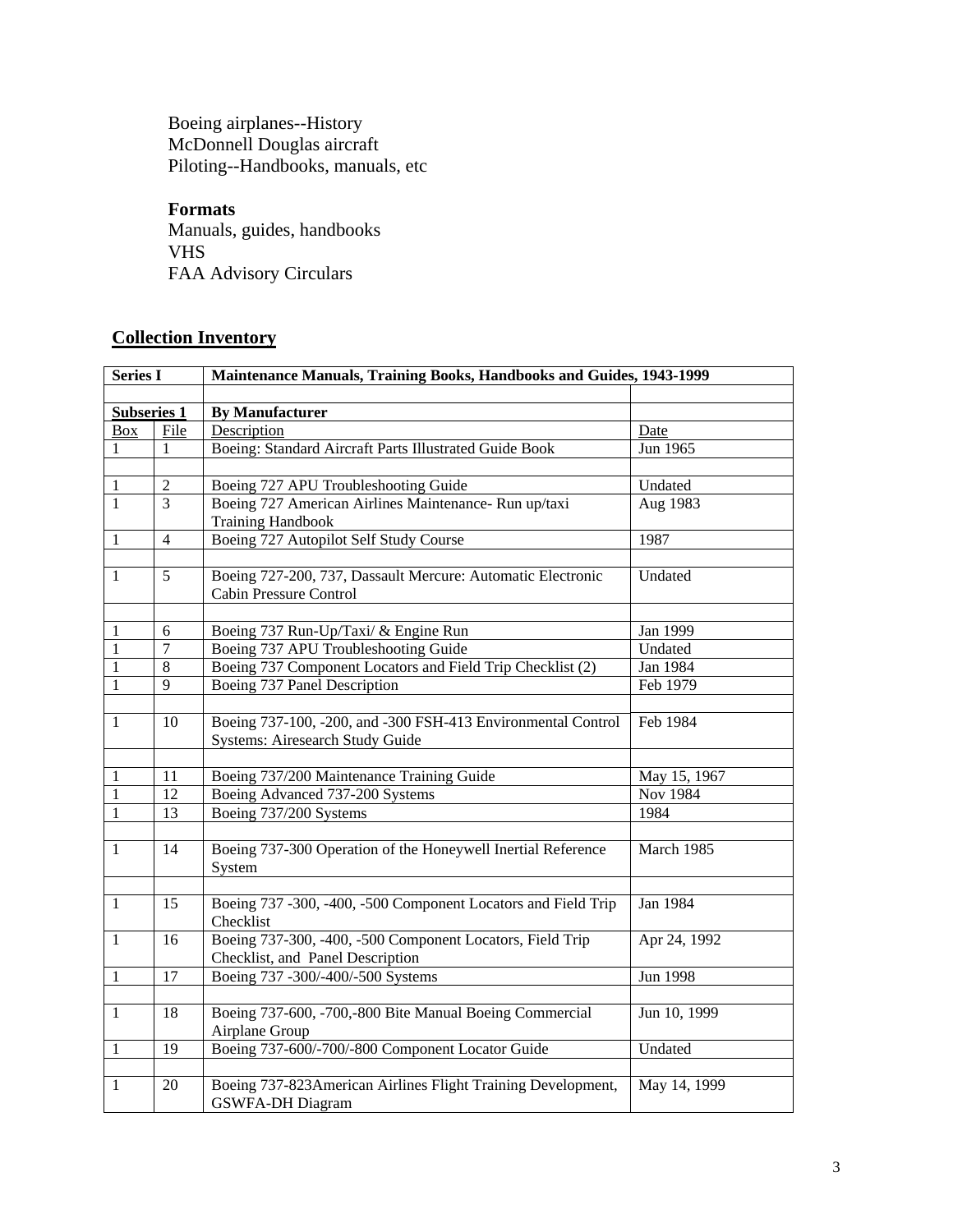Boeing airplanes--History
McDonnell Douglas aircraft
Piloting--Handbooks, manuals, etc

**Formats**
Manuals, guides, handbooks
VHS
FAA Advisory Circulars

## Collection Inventory

| **Series I** | | **Maintenance Manuals, Training Books, Handbooks and Guides, 1943-1999** | |
|---|---|---|---|
| | | | |
| **Subseries 1** | | **By Manufacturer** | |
| Box | File | Description | Date |
| 1 | 1 | Boeing: Standard Aircraft Parts Illustrated Guide Book | Jun 1965 |
| | | | |
| 1 | 2 | Boeing 727 APU Troubleshooting Guide | Undated |
| 1 | 3 | Boeing 727 American Airlines Maintenance- Run up/taxi Training Handbook | Aug 1983 |
| 1 | 4 | Boeing 727 Autopilot Self Study Course | 1987 |
| | | | |
| 1 | 5 | Boeing 727-200, 737, Dassault Mercure: Automatic Electronic Cabin Pressure Control | Undated |
| | | | |
| 1 | 6 | Boeing 737 Run-Up/Taxi/ & Engine Run | Jan 1999 |
| 1 | 7 | Boeing 737 APU Troubleshooting Guide | Undated |
| 1 | 8 | Boeing 737 Component Locators and Field Trip Checklist (2) | Jan 1984 |
| 1 | 9 | Boeing 737 Panel Description | Feb 1979 |
| | | | |
| 1 | 10 | Boeing 737-100, -200, and -300 FSH-413 Environmental Control Systems: Airesearch Study Guide | Feb 1984 |
| | | | |
| 1 | 11 | Boeing 737/200 Maintenance Training Guide | May 15, 1967 |
| 1 | 12 | Boeing Advanced 737-200 Systems | Nov 1984 |
| 1 | 13 | Boeing 737/200 Systems | 1984 |
| | | | |
| 1 | 14 | Boeing 737-300 Operation of the Honeywell Inertial Reference System | March 1985 |
| | | | |
| 1 | 15 | Boeing 737 -300, -400, -500 Component Locators and Field Trip Checklist | Jan 1984 |
| 1 | 16 | Boeing 737-300, -400, -500 Component Locators, Field Trip Checklist, and Panel Description | Apr 24, 1992 |
| 1 | 17 | Boeing 737 -300/-400/-500 Systems | Jun 1998 |
| | | | |
| 1 | 18 | Boeing 737-600, -700,-800 Bite Manual Boeing Commercial Airplane Group | Jun 10, 1999 |
| 1 | 19 | Boeing 737-600/-700/-800 Component Locator Guide | Undated |
| | | | |
| 1 | 20 | Boeing 737-823American Airlines Flight Training Development, GSWFA-DH Diagram | May 14, 1999 |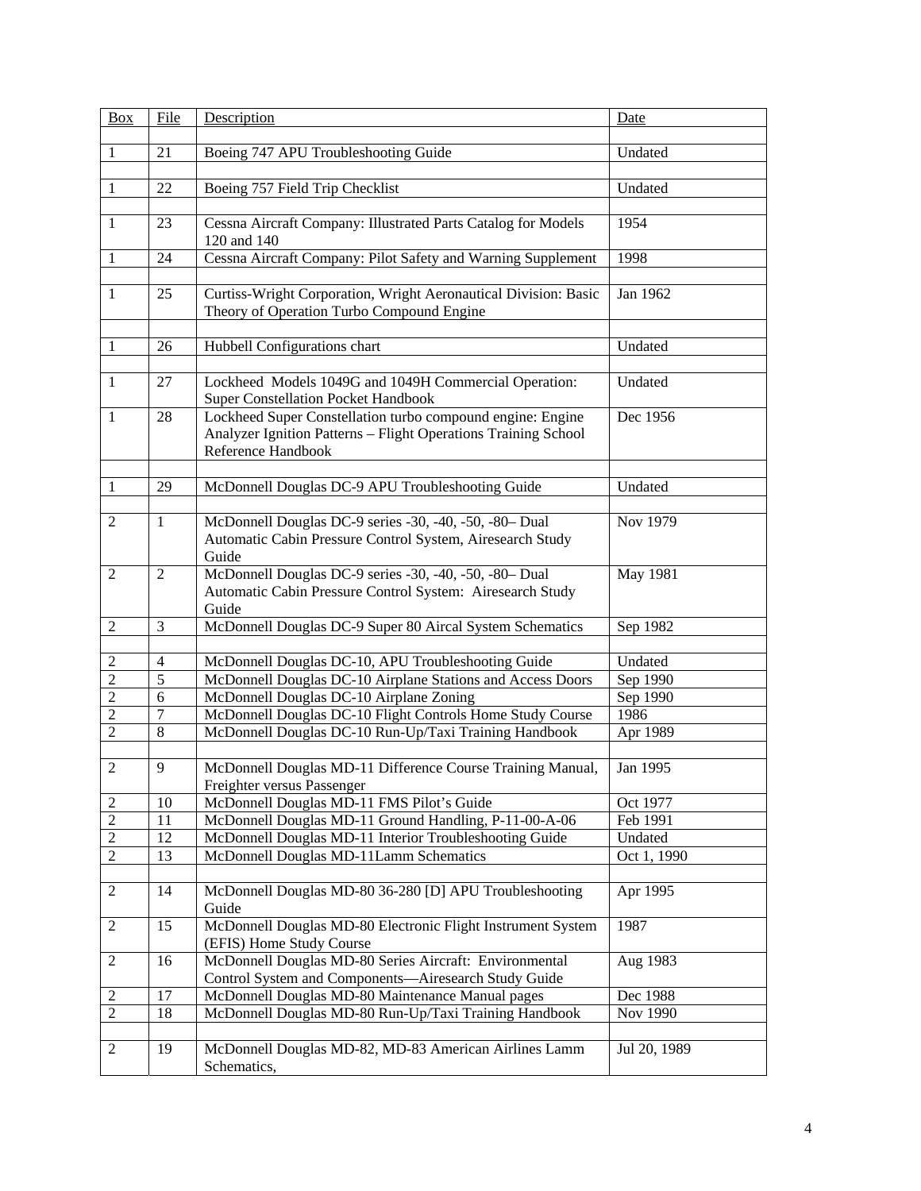| Box | File | Description | Date |
|---|---|---|---|
| | | | |
| 1 | 21 | Boeing 747 APU Troubleshooting Guide | Undated |
| | | | |
| 1 | 22 | Boeing 757 Field Trip Checklist | Undated |
| | | | |
| 1 | 23 | Cessna Aircraft Company: Illustrated Parts Catalog for Models 120 and 140 | 1954 |
| 1 | 24 | Cessna Aircraft Company: Pilot Safety and Warning Supplement | 1998 |
| | | | |
| 1 | 25 | Curtiss-Wright Corporation, Wright Aeronautical Division: Basic Theory of Operation Turbo Compound Engine | Jan 1962 |
| | | | |
| 1 | 26 | Hubbell Configurations chart | Undated |
| | | | |
| 1 | 27 | Lockheed Models 1049G and 1049H Commercial Operation: Super Constellation Pocket Handbook | Undated |
| 1 | 28 | Lockheed Super Constellation turbo compound engine: Engine Analyzer Ignition Patterns – Flight Operations Training School Reference Handbook | Dec 1956 |
| | | | |
| 1 | 29 | McDonnell Douglas DC-9 APU Troubleshooting Guide | Undated |
| | | | |
| 2 | 1 | McDonnell Douglas DC-9 series -30, -40, -50, -80– Dual Automatic Cabin Pressure Control System, Airesearch Study Guide | Nov 1979 |
| 2 | 2 | McDonnell Douglas DC-9 series -30, -40, -50, -80– Dual Automatic Cabin Pressure Control System: Airesearch Study Guide | May 1981 |
| 2 | 3 | McDonnell Douglas DC-9 Super 80 Aircal System Schematics | Sep 1982 |
| | | | |
| 2 | 4 | McDonnell Douglas DC-10, APU Troubleshooting Guide | Undated |
| 2 | 5 | McDonnell Douglas DC-10 Airplane Stations and Access Doors | Sep 1990 |
| 2 | 6 | McDonnell Douglas DC-10 Airplane Zoning | Sep 1990 |
| 2 | 7 | McDonnell Douglas DC-10 Flight Controls Home Study Course | 1986 |
| 2 | 8 | McDonnell Douglas DC-10 Run-Up/Taxi Training Handbook | Apr 1989 |
| | | | |
| 2 | 9 | McDonnell Douglas MD-11 Difference Course Training Manual, Freighter versus Passenger | Jan 1995 |
| 2 | 10 | McDonnell Douglas MD-11 FMS Pilot's Guide | Oct 1977 |
| 2 | 11 | McDonnell Douglas MD-11 Ground Handling, P-11-00-A-06 | Feb 1991 |
| 2 | 12 | McDonnell Douglas MD-11 Interior Troubleshooting Guide | Undated |
| 2 | 13 | McDonnell Douglas MD-11Lamm Schematics | Oct 1, 1990 |
| | | | |
| 2 | 14 | McDonnell Douglas MD-80 36-280 [D] APU Troubleshooting Guide | Apr 1995 |
| 2 | 15 | McDonnell Douglas MD-80 Electronic Flight Instrument System (EFIS) Home Study Course | 1987 |
| 2 | 16 | McDonnell Douglas MD-80 Series Aircraft: Environmental Control System and Components—Airesearch Study Guide | Aug 1983 |
| 2 | 17 | McDonnell Douglas MD-80 Maintenance Manual pages | Dec 1988 |
| 2 | 18 | McDonnell Douglas MD-80 Run-Up/Taxi Training Handbook | Nov 1990 |
| | | | |
| 2 | 19 | McDonnell Douglas MD-82, MD-83 American Airlines Lamm Schematics, | Jul 20, 1989 |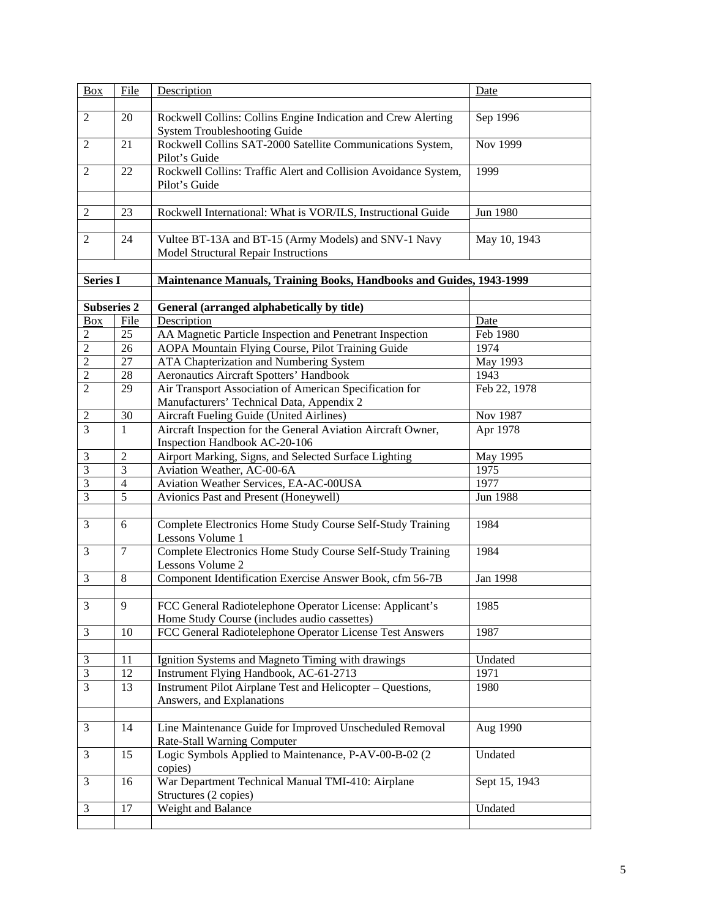| Box | File | Description | Date |
|---|---|---|---|
| | | | |
| 2 | 20 | Rockwell Collins: Collins Engine Indication and Crew Alerting System Troubleshooting Guide | Sep 1996 |
| 2 | 21 | Rockwell Collins SAT-2000 Satellite Communications System, Pilot's Guide | Nov 1999 |
| 2 | 22 | Rockwell Collins: Traffic Alert and Collision Avoidance System, Pilot's Guide | 1999 |
| | | | |
| 2 | 23 | Rockwell International: What is VOR/ILS, Instructional Guide | Jun 1980 |
| | | | |
| 2 | 24 | Vultee BT-13A and BT-15 (Army Models) and SNV-1 Navy Model Structural Repair Instructions | May 10, 1943 |
| | | | |
| **Series I** | | **Maintenance Manuals, Training Books, Handbooks and Guides, 1943-1999** | |
| | | | |
| **Subseries 2** | | **General (arranged alphabetically by title)** | |
| Box | File | Description | Date |
| 2 | 25 | AA Magnetic Particle Inspection and Penetrant Inspection | Feb 1980 |
| 2 | 26 | AOPA Mountain Flying Course, Pilot Training Guide | 1974 |
| 2 | 27 | ATA Chapterization and Numbering System | May 1993 |
| 2 | 28 | Aeronautics Aircraft Spotters' Handbook | 1943 |
| 2 | 29 | Air Transport Association of American Specification for Manufacturers' Technical Data, Appendix 2 | Feb 22, 1978 |
| 2 | 30 | Aircraft Fueling Guide (United Airlines) | Nov 1987 |
| 3 | 1 | Aircraft Inspection for the General Aviation Aircraft Owner, Inspection Handbook AC-20-106 | Apr 1978 |
| 3 | 2 | Airport Marking, Signs, and Selected Surface Lighting | May 1995 |
| 3 | 3 | Aviation Weather, AC-00-6A | 1975 |
| 3 | 4 | Aviation Weather Services, EA-AC-00USA | 1977 |
| 3 | 5 | Avionics Past and Present (Honeywell) | Jun 1988 |
| | | | |
| 3 | 6 | Complete Electronics Home Study Course Self-Study Training Lessons Volume 1 | 1984 |
| 3 | 7 | Complete Electronics Home Study Course Self-Study Training Lessons Volume 2 | 1984 |
| 3 | 8 | Component Identification Exercise Answer Book, cfm 56-7B | Jan 1998 |
| | | | |
| 3 | 9 | FCC General Radiotelephone Operator License: Applicant's Home Study Course (includes audio cassettes) | 1985 |
| 3 | 10 | FCC General Radiotelephone Operator License Test Answers | 1987 |
| | | | |
| 3 | 11 | Ignition Systems and Magneto Timing with drawings | Undated |
| 3 | 12 | Instrument Flying Handbook, AC-61-2713 | 1971 |
| 3 | 13 | Instrument Pilot Airplane Test and Helicopter – Questions, Answers, and Explanations | 1980 |
| | | | |
| 3 | 14 | Line Maintenance Guide for Improved Unscheduled Removal Rate-Stall Warning Computer | Aug 1990 |
| 3 | 15 | Logic Symbols Applied to Maintenance, P-AV-00-B-02 (2 copies) | Undated |
| 3 | 16 | War Department Technical Manual TMI-410: Airplane Structures (2 copies) | Sept 15, 1943 |
| 3 | 17 | Weight and Balance | Undated |
| | | | |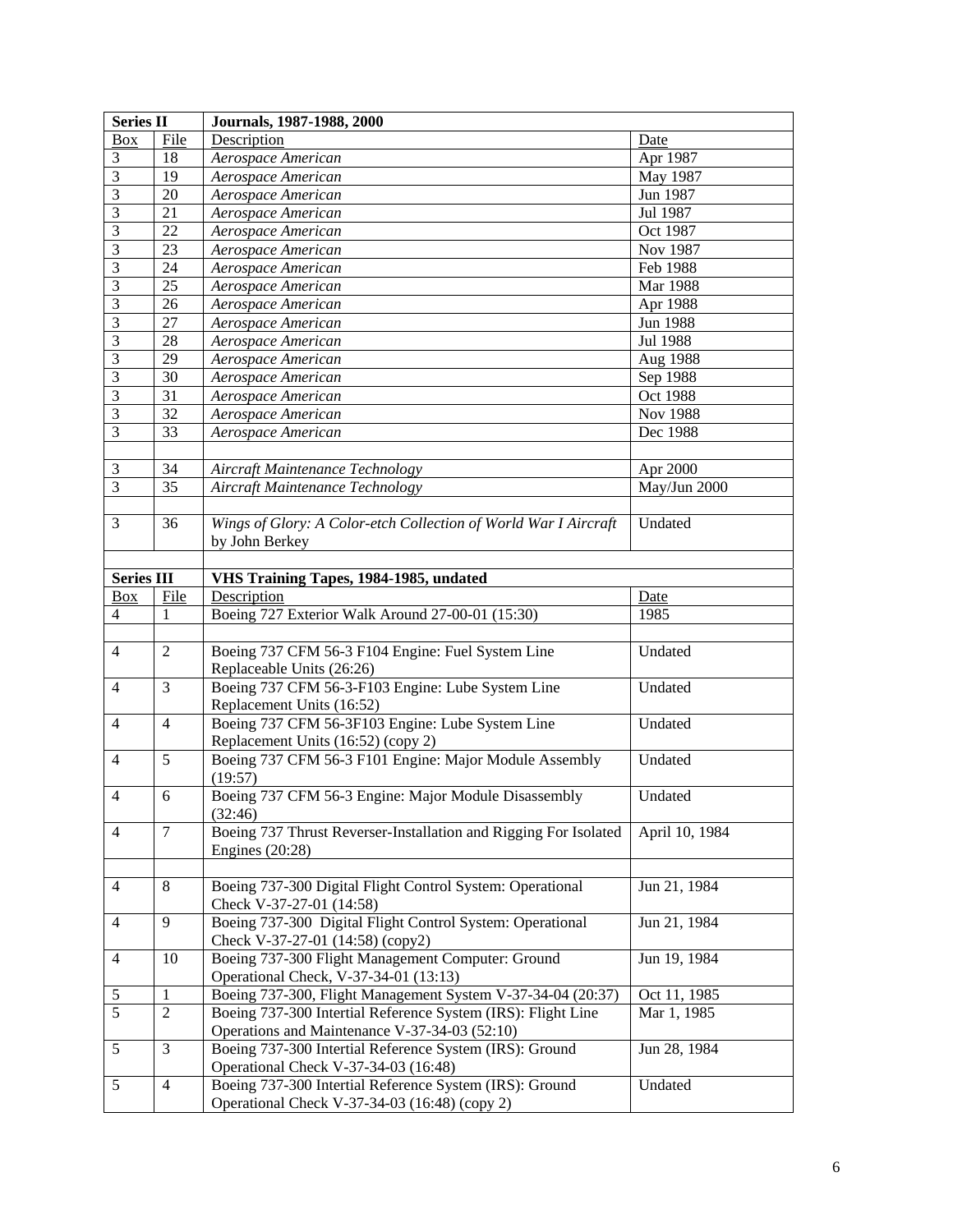| Series II | | Journals, 1987-1988, 2000 | |
|---|---|---|---|
| Box | File | Description | Date |
| 3 | 18 | *Aerospace American* | Apr 1987 |
| 3 | 19 | *Aerospace American* | May 1987 |
| 3 | 20 | *Aerospace American* | Jun 1987 |
| 3 | 21 | *Aerospace American* | Jul 1987 |
| 3 | 22 | *Aerospace American* | Oct 1987 |
| 3 | 23 | *Aerospace American* | Nov 1987 |
| 3 | 24 | *Aerospace American* | Feb 1988 |
| 3 | 25 | *Aerospace American* | Mar 1988 |
| 3 | 26 | *Aerospace American* | Apr 1988 |
| 3 | 27 | *Aerospace American* | Jun 1988 |
| 3 | 28 | *Aerospace American* | Jul 1988 |
| 3 | 29 | *Aerospace American* | Aug 1988 |
| 3 | 30 | *Aerospace American* | Sep 1988 |
| 3 | 31 | *Aerospace American* | Oct 1988 |
| 3 | 32 | *Aerospace American* | Nov 1988 |
| 3 | 33 | *Aerospace American* | Dec 1988 |
| | | | |
| 3 | 34 | *Aircraft Maintenance Technology* | Apr 2000 |
| 3 | 35 | *Aircraft Maintenance Technology* | May/Jun 2000 |
| | | | |
| 3 | 36 | *Wings of Glory: A Color-etch Collection of World War I Aircraft* by John Berkey | Undated |
| | | | |
| **Series III** | | **VHS Training Tapes, 1984-1985, undated** | |
| Box | File | Description | Date |
| 4 | 1 | Boeing 727 Exterior Walk Around 27-00-01 (15:30) | 1985 |
| | | | |
| 4 | 2 | Boeing 737 CFM 56-3 F104 Engine: Fuel System Line Replaceable Units (26:26) | Undated |
| 4 | 3 | Boeing 737 CFM 56-3-F103 Engine: Lube System Line Replacement Units (16:52) | Undated |
| 4 | 4 | Boeing 737 CFM 56-3F103 Engine: Lube System Line Replacement Units (16:52) (copy 2) | Undated |
| 4 | 5 | Boeing 737 CFM 56-3 F101 Engine: Major Module Assembly (19:57) | Undated |
| 4 | 6 | Boeing 737 CFM 56-3 Engine: Major Module Disassembly (32:46) | Undated |
| 4 | 7 | Boeing 737 Thrust Reverser-Installation and Rigging For Isolated Engines (20:28) | April 10, 1984 |
| | | | |
| 4 | 8 | Boeing 737-300 Digital Flight Control System: Operational Check V-37-27-01 (14:58) | Jun 21, 1984 |
| 4 | 9 | Boeing 737-300 Digital Flight Control System: Operational Check V-37-27-01 (14:58) (copy2) | Jun 21, 1984 |
| 4 | 10 | Boeing 737-300 Flight Management Computer: Ground Operational Check, V-37-34-01 (13:13) | Jun 19, 1984 |
| 5 | 1 | Boeing 737-300, Flight Management System V-37-34-04 (20:37) | Oct 11, 1985 |
| 5 | 2 | Boeing 737-300 Intertial Reference System (IRS): Flight Line Operations and Maintenance V-37-34-03 (52:10) | Mar 1, 1985 |
| 5 | 3 | Boeing 737-300 Intertial Reference System (IRS): Ground Operational Check V-37-34-03 (16:48) | Jun 28, 1984 |
| 5 | 4 | Boeing 737-300 Intertial Reference System (IRS): Ground Operational Check V-37-34-03 (16:48) (copy 2) | Undated |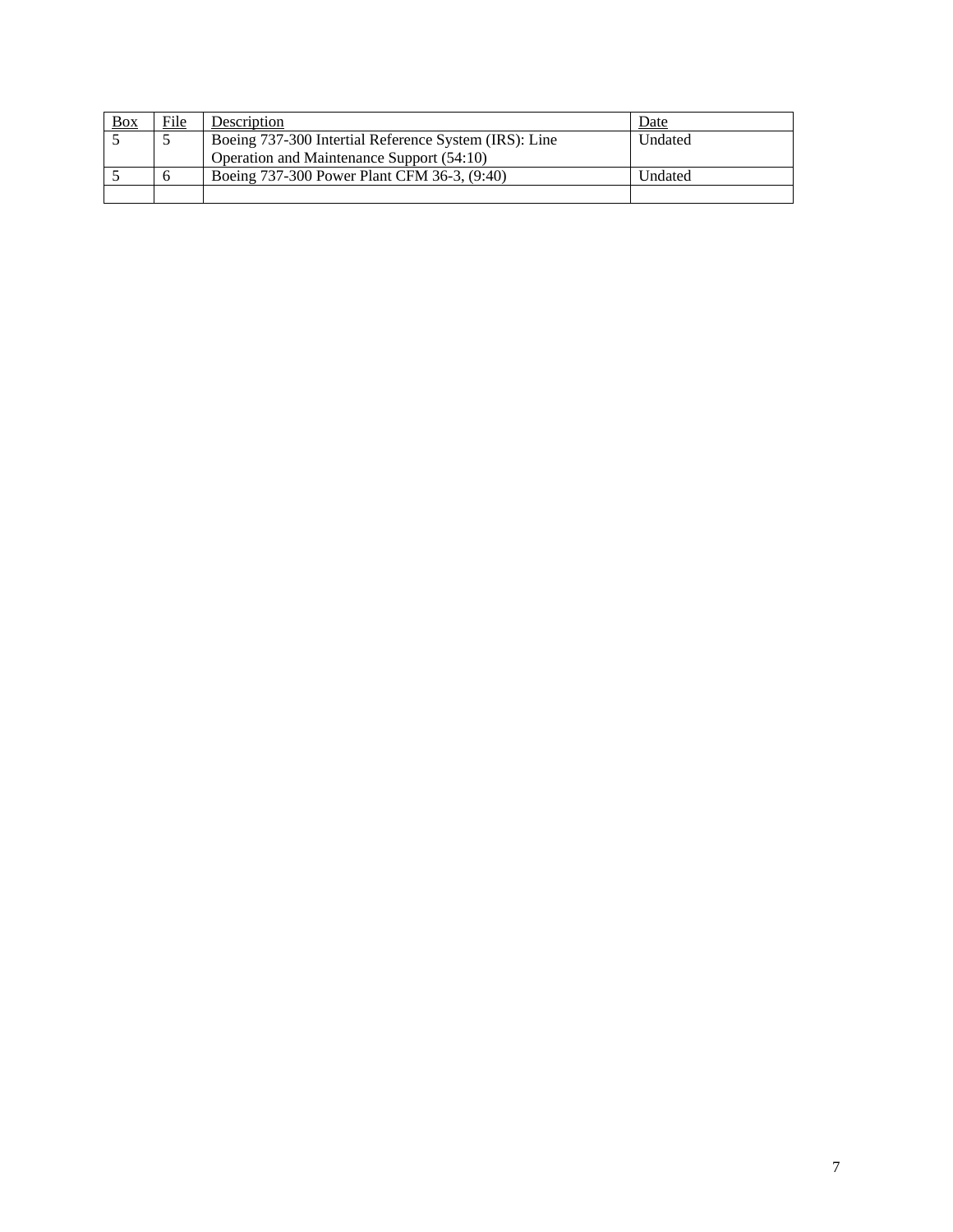| Box | File | Description | Date |
|---|---|---|---|
| 5 | 5 | Boeing 737-300 Intertial Reference System (IRS): Line Operation and Maintenance Support (54:10) | Undated |
| 5 | 6 | Boeing 737-300 Power Plant CFM 36-3, (9:40) | Undated |
| | | | |